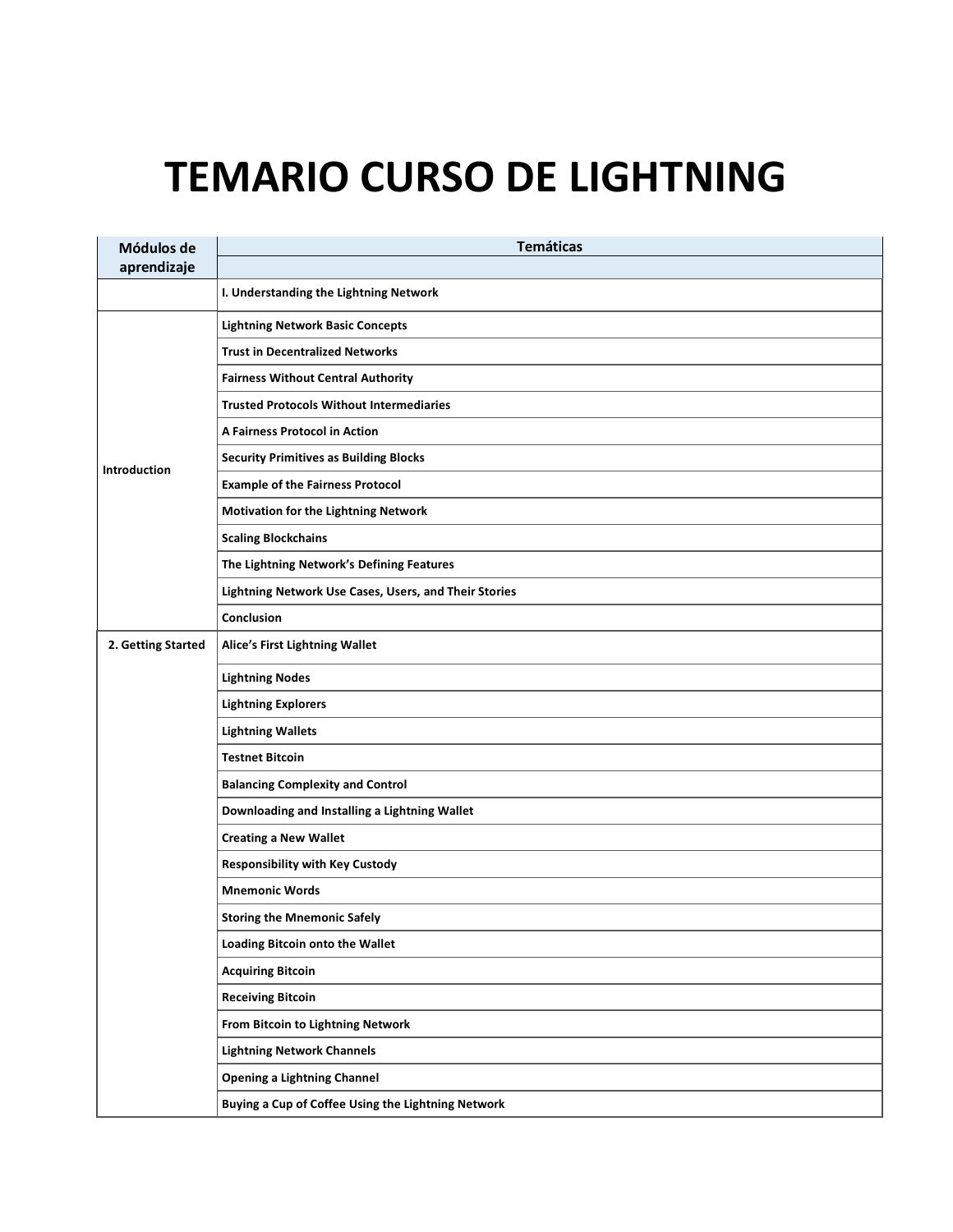# TEMARIO CURSO DE LIGHTNING

| Módulos de aprendizaje | Temáticas |
|---|---|
| | **I. Understanding the Lightning Network** |
| Introduction | Lightning Network Basic Concepts |
| | Trust in Decentralized Networks |
| | Fairness Without Central Authority |
| | Trusted Protocols Without Intermediaries |
| | A Fairness Protocol in Action |
| | Security Primitives as Building Blocks |
| | Example of the Fairness Protocol |
| | Motivation for the Lightning Network |
| | Scaling Blockchains |
| | The Lightning Network's Defining Features |
| | Lightning Network Use Cases, Users, and Their Stories |
| | Conclusion |
| 2. Getting Started | Alice's First Lightning Wallet |
| | Lightning Nodes |
| | Lightning Explorers |
| | Lightning Wallets |
| | Testnet Bitcoin |
| | Balancing Complexity and Control |
| | Downloading and Installing a Lightning Wallet |
| | Creating a New Wallet |
| | Responsibility with Key Custody |
| | Mnemonic Words |
| | Storing the Mnemonic Safely |
| | Loading Bitcoin onto the Wallet |
| | Acquiring Bitcoin |
| | Receiving Bitcoin |
| | From Bitcoin to Lightning Network |
| | Lightning Network Channels |
| | Opening a Lightning Channel |
| | Buying a Cup of Coffee Using the Lightning Network |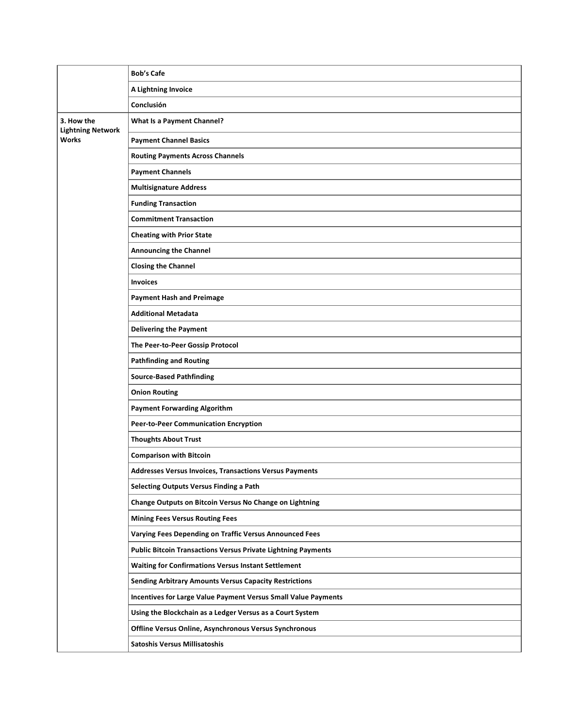| | |
|---|---|
| | **Bob's Cafe** |
| | **A Lightning Invoice** |
| | **Conclusión** |
| **3. How the Lightning Network Works** | **What Is a Payment Channel?** |
| | **Payment Channel Basics** |
| | **Routing Payments Across Channels** |
| | **Payment Channels** |
| | **Multisignature Address** |
| | **Funding Transaction** |
| | **Commitment Transaction** |
| | **Cheating with Prior State** |
| | **Announcing the Channel** |
| | **Closing the Channel** |
| | **Invoices** |
| | **Payment Hash and Preimage** |
| | **Additional Metadata** |
| | **Delivering the Payment** |
| | **The Peer-to-Peer Gossip Protocol** |
| | **Pathfinding and Routing** |
| | **Source-Based Pathfinding** |
| | **Onion Routing** |
| | **Payment Forwarding Algorithm** |
| | **Peer-to-Peer Communication Encryption** |
| | **Thoughts About Trust** |
| | **Comparison with Bitcoin** |
| | **Addresses Versus Invoices, Transactions Versus Payments** |
| | **Selecting Outputs Versus Finding a Path** |
| | **Change Outputs on Bitcoin Versus No Change on Lightning** |
| | **Mining Fees Versus Routing Fees** |
| | **Varying Fees Depending on Traffic Versus Announced Fees** |
| | **Public Bitcoin Transactions Versus Private Lightning Payments** |
| | **Waiting for Confirmations Versus Instant Settlement** |
| | **Sending Arbitrary Amounts Versus Capacity Restrictions** |
| | **Incentives for Large Value Payment Versus Small Value Payments** |
| | **Using the Blockchain as a Ledger Versus as a Court System** |
| | **Offline Versus Online, Asynchronous Versus Synchronous** |
| | **Satoshis Versus Millisatoshis** |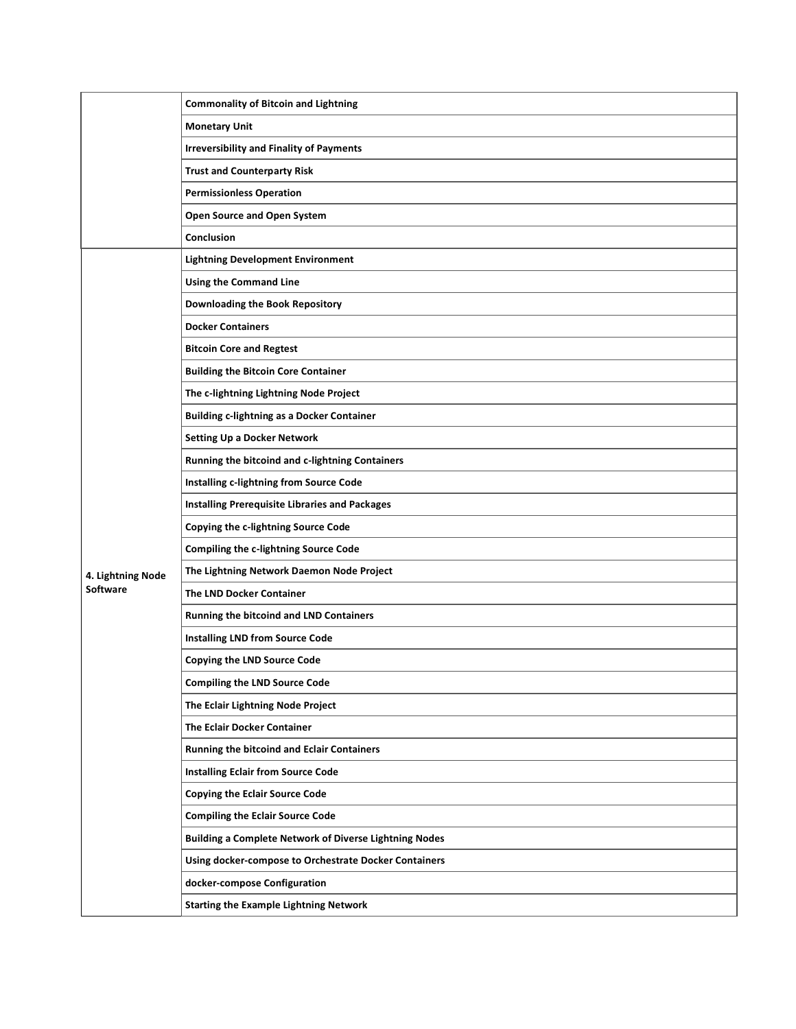| | |
|---|---|
| | **Commonality of Bitcoin and Lightning** |
| | **Monetary Unit** |
| | **Irreversibility and Finality of Payments** |
| | **Trust and Counterparty Risk** |
| | **Permissionless Operation** |
| | **Open Source and Open System** |
| | **Conclusion** |
| **4. Lightning Node Software** | **Lightning Development Environment** |
| | **Using the Command Line** |
| | **Downloading the Book Repository** |
| | **Docker Containers** |
| | **Bitcoin Core and Regtest** |
| | **Building the Bitcoin Core Container** |
| | **The c-lightning Lightning Node Project** |
| | **Building c-lightning as a Docker Container** |
| | **Setting Up a Docker Network** |
| | **Running the bitcoind and c-lightning Containers** |
| | **Installing c-lightning from Source Code** |
| | **Installing Prerequisite Libraries and Packages** |
| | **Copying the c-lightning Source Code** |
| | **Compiling the c-lightning Source Code** |
| | **The Lightning Network Daemon Node Project** |
| | **The LND Docker Container** |
| | **Running the bitcoind and LND Containers** |
| | **Installing LND from Source Code** |
| | **Copying the LND Source Code** |
| | **Compiling the LND Source Code** |
| | **The Eclair Lightning Node Project** |
| | **The Eclair Docker Container** |
| | **Running the bitcoind and Eclair Containers** |
| | **Installing Eclair from Source Code** |
| | **Copying the Eclair Source Code** |
| | **Compiling the Eclair Source Code** |
| | **Building a Complete Network of Diverse Lightning Nodes** |
| | **Using docker-compose to Orchestrate Docker Containers** |
| | **docker-compose Configuration** |
| | **Starting the Example Lightning Network** |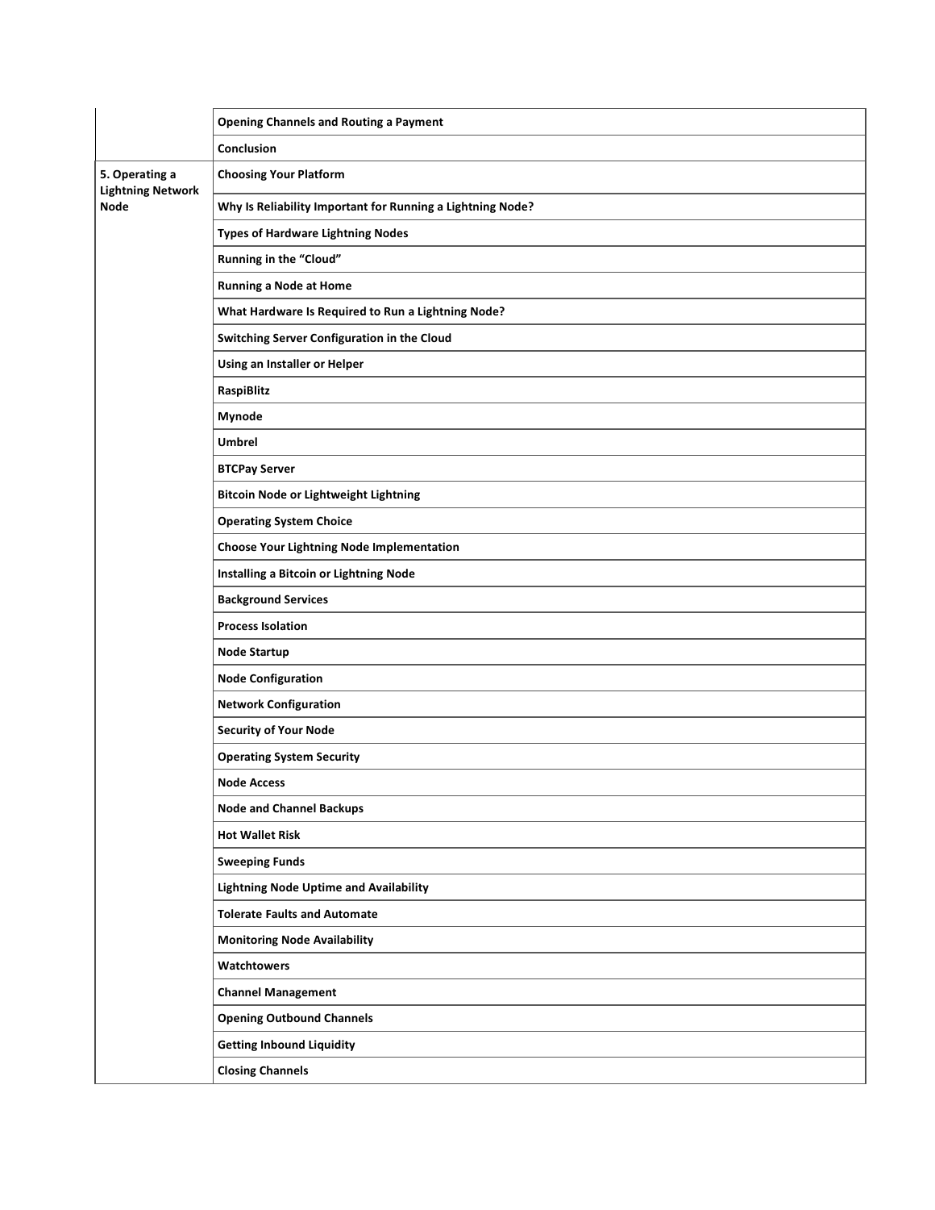| | |
|---|---|
| | **Opening Channels and Routing a Payment** |
| | **Conclusion** |
| **5. Operating a Lightning Network Node** | **Choosing Your Platform** |
| | **Why Is Reliability Important for Running a Lightning Node?** |
| | **Types of Hardware Lightning Nodes** |
| | **Running in the “Cloud”** |
| | **Running a Node at Home** |
| | **What Hardware Is Required to Run a Lightning Node?** |
| | **Switching Server Configuration in the Cloud** |
| | **Using an Installer or Helper** |
| | **RaspiBlitz** |
| | **Mynode** |
| | **Umbrel** |
| | **BTCPay Server** |
| | **Bitcoin Node or Lightweight Lightning** |
| | **Operating System Choice** |
| | **Choose Your Lightning Node Implementation** |
| | **Installing a Bitcoin or Lightning Node** |
| | **Background Services** |
| | **Process Isolation** |
| | **Node Startup** |
| | **Node Configuration** |
| | **Network Configuration** |
| | **Security of Your Node** |
| | **Operating System Security** |
| | **Node Access** |
| | **Node and Channel Backups** |
| | **Hot Wallet Risk** |
| | **Sweeping Funds** |
| | **Lightning Node Uptime and Availability** |
| | **Tolerate Faults and Automate** |
| | **Monitoring Node Availability** |
| | **Watchtowers** |
| | **Channel Management** |
| | **Opening Outbound Channels** |
| | **Getting Inbound Liquidity** |
| | **Closing Channels** |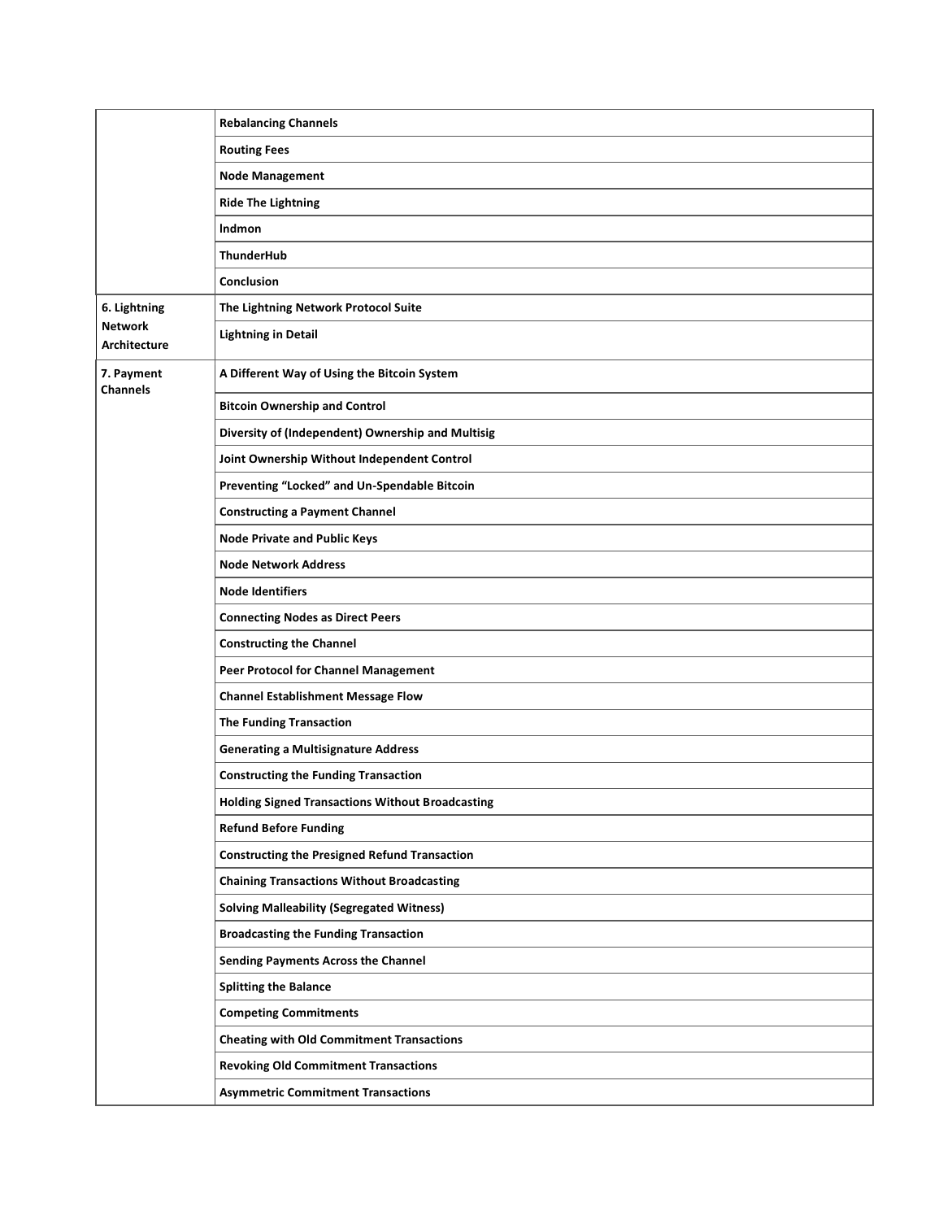| | |
|---|---|
| | **Rebalancing Channels** |
| | **Routing Fees** |
| | **Node Management** |
| | **Ride The Lightning** |
| | **lndmon** |
| | **ThunderHub** |
| | **Conclusion** |
| **6. Lightning Network Architecture** | **The Lightning Network Protocol Suite** |
| | **Lightning in Detail** |
| **7. Payment Channels** | **A Different Way of Using the Bitcoin System** |
| | **Bitcoin Ownership and Control** |
| | **Diversity of (Independent) Ownership and Multisig** |
| | **Joint Ownership Without Independent Control** |
| | **Preventing "Locked" and Un-Spendable Bitcoin** |
| | **Constructing a Payment Channel** |
| | **Node Private and Public Keys** |
| | **Node Network Address** |
| | **Node Identifiers** |
| | **Connecting Nodes as Direct Peers** |
| | **Constructing the Channel** |
| | **Peer Protocol for Channel Management** |
| | **Channel Establishment Message Flow** |
| | **The Funding Transaction** |
| | **Generating a Multisignature Address** |
| | **Constructing the Funding Transaction** |
| | **Holding Signed Transactions Without Broadcasting** |
| | **Refund Before Funding** |
| | **Constructing the Presigned Refund Transaction** |
| | **Chaining Transactions Without Broadcasting** |
| | **Solving Malleability (Segregated Witness)** |
| | **Broadcasting the Funding Transaction** |
| | **Sending Payments Across the Channel** |
| | **Splitting the Balance** |
| | **Competing Commitments** |
| | **Cheating with Old Commitment Transactions** |
| | **Revoking Old Commitment Transactions** |
| | **Asymmetric Commitment Transactions** |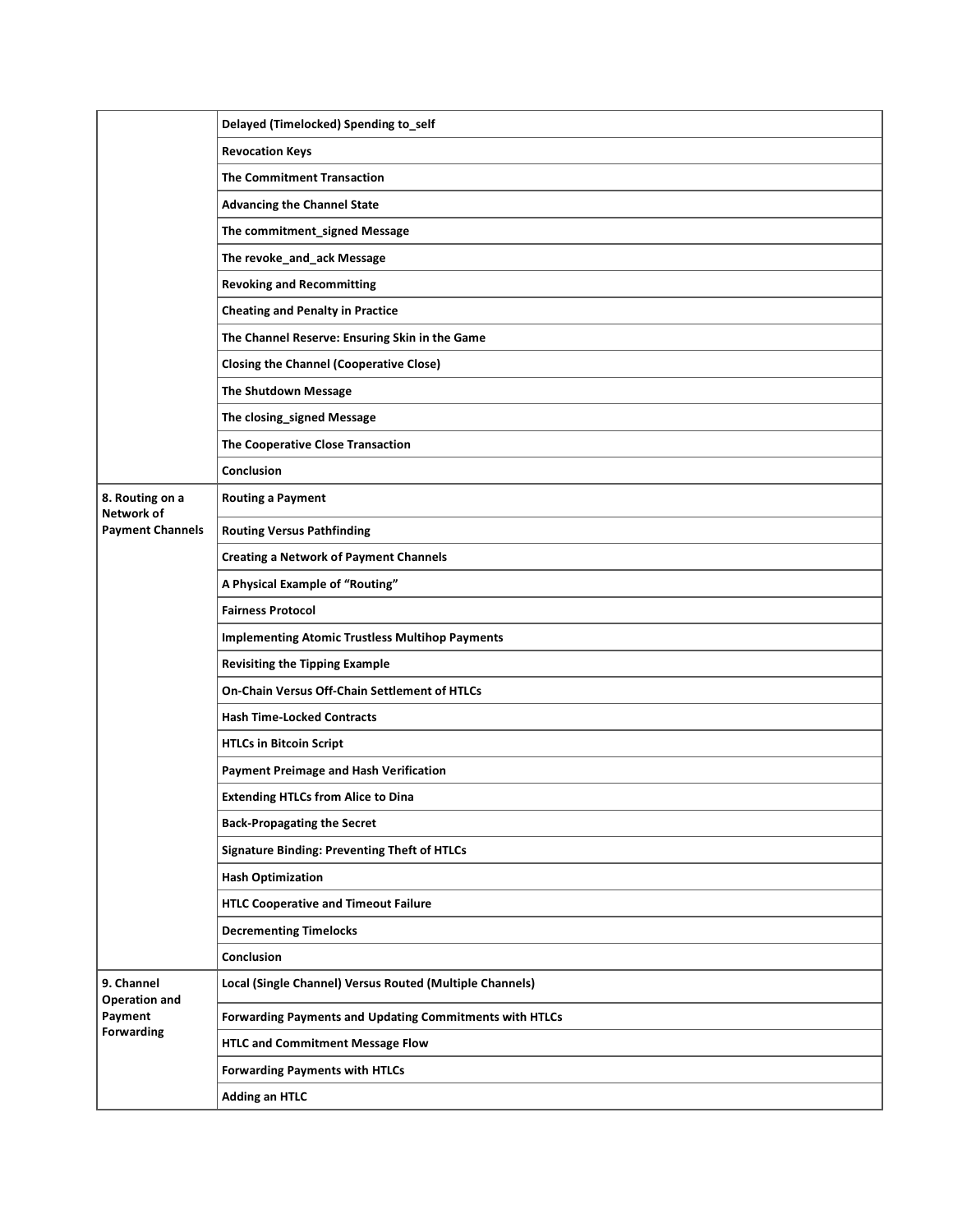| | |
|---|---|
| | **Delayed (Timelocked) Spending to_self** |
| | **Revocation Keys** |
| | **The Commitment Transaction** |
| | **Advancing the Channel State** |
| | **The commitment_signed Message** |
| | **The revoke_and_ack Message** |
| | **Revoking and Recommitting** |
| | **Cheating and Penalty in Practice** |
| | **The Channel Reserve: Ensuring Skin in the Game** |
| | **Closing the Channel (Cooperative Close)** |
| | **The Shutdown Message** |
| | **The closing_signed Message** |
| | **The Cooperative Close Transaction** |
| | **Conclusion** |
| **8. Routing on a Network of Payment Channels** | **Routing a Payment** |
| | **Routing Versus Pathfinding** |
| | **Creating a Network of Payment Channels** |
| | **A Physical Example of "Routing"** |
| | **Fairness Protocol** |
| | **Implementing Atomic Trustless Multihop Payments** |
| | **Revisiting the Tipping Example** |
| | **On-Chain Versus Off-Chain Settlement of HTLCs** |
| | **Hash Time-Locked Contracts** |
| | **HTLCs in Bitcoin Script** |
| | **Payment Preimage and Hash Verification** |
| | **Extending HTLCs from Alice to Dina** |
| | **Back-Propagating the Secret** |
| | **Signature Binding: Preventing Theft of HTLCs** |
| | **Hash Optimization** |
| | **HTLC Cooperative and Timeout Failure** |
| | **Decrementing Timelocks** |
| | **Conclusion** |
| **9. Channel Operation and Payment Forwarding** | **Local (Single Channel) Versus Routed (Multiple Channels)** |
| | **Forwarding Payments and Updating Commitments with HTLCs** |
| | **HTLC and Commitment Message Flow** |
| | **Forwarding Payments with HTLCs** |
| | **Adding an HTLC** |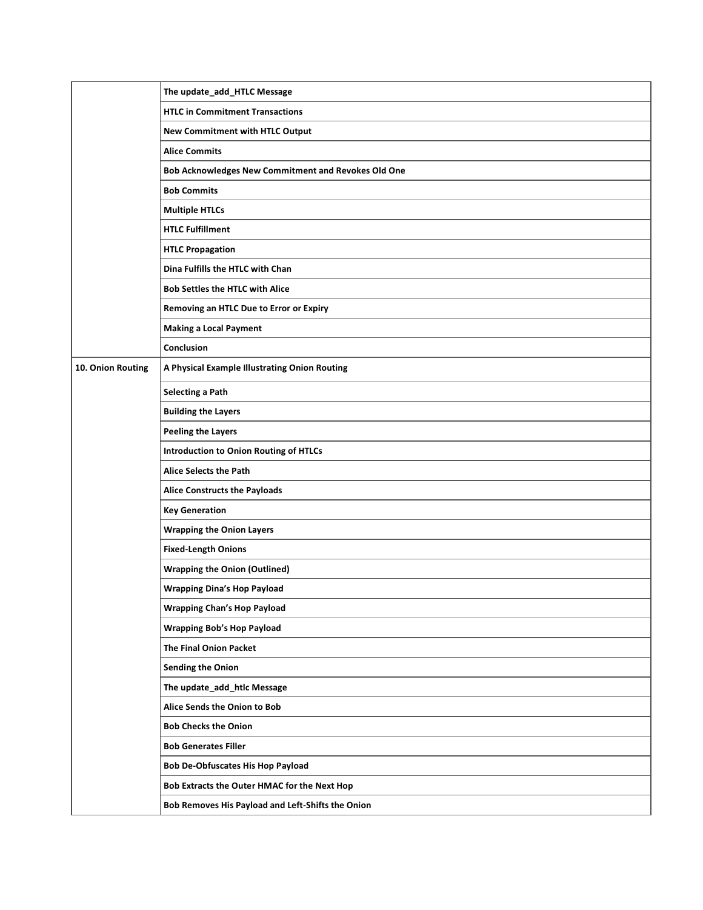| | |
|---|---|
| | **The update_add_HTLC Message** |
| | **HTLC in Commitment Transactions** |
| | **New Commitment with HTLC Output** |
| | **Alice Commits** |
| | **Bob Acknowledges New Commitment and Revokes Old One** |
| | **Bob Commits** |
| | **Multiple HTLCs** |
| | **HTLC Fulfillment** |
| | **HTLC Propagation** |
| | **Dina Fulfills the HTLC with Chan** |
| | **Bob Settles the HTLC with Alice** |
| | **Removing an HTLC Due to Error or Expiry** |
| | **Making a Local Payment** |
| | **Conclusion** |
| **10. Onion Routing** | **A Physical Example Illustrating Onion Routing** |
| | **Selecting a Path** |
| | **Building the Layers** |
| | **Peeling the Layers** |
| | **Introduction to Onion Routing of HTLCs** |
| | **Alice Selects the Path** |
| | **Alice Constructs the Payloads** |
| | **Key Generation** |
| | **Wrapping the Onion Layers** |
| | **Fixed-Length Onions** |
| | **Wrapping the Onion (Outlined)** |
| | **Wrapping Dina's Hop Payload** |
| | **Wrapping Chan's Hop Payload** |
| | **Wrapping Bob's Hop Payload** |
| | **The Final Onion Packet** |
| | **Sending the Onion** |
| | **The update_add_htlc Message** |
| | **Alice Sends the Onion to Bob** |
| | **Bob Checks the Onion** |
| | **Bob Generates Filler** |
| | **Bob De-Obfuscates His Hop Payload** |
| | **Bob Extracts the Outer HMAC for the Next Hop** |
| | **Bob Removes His Payload and Left-Shifts the Onion** |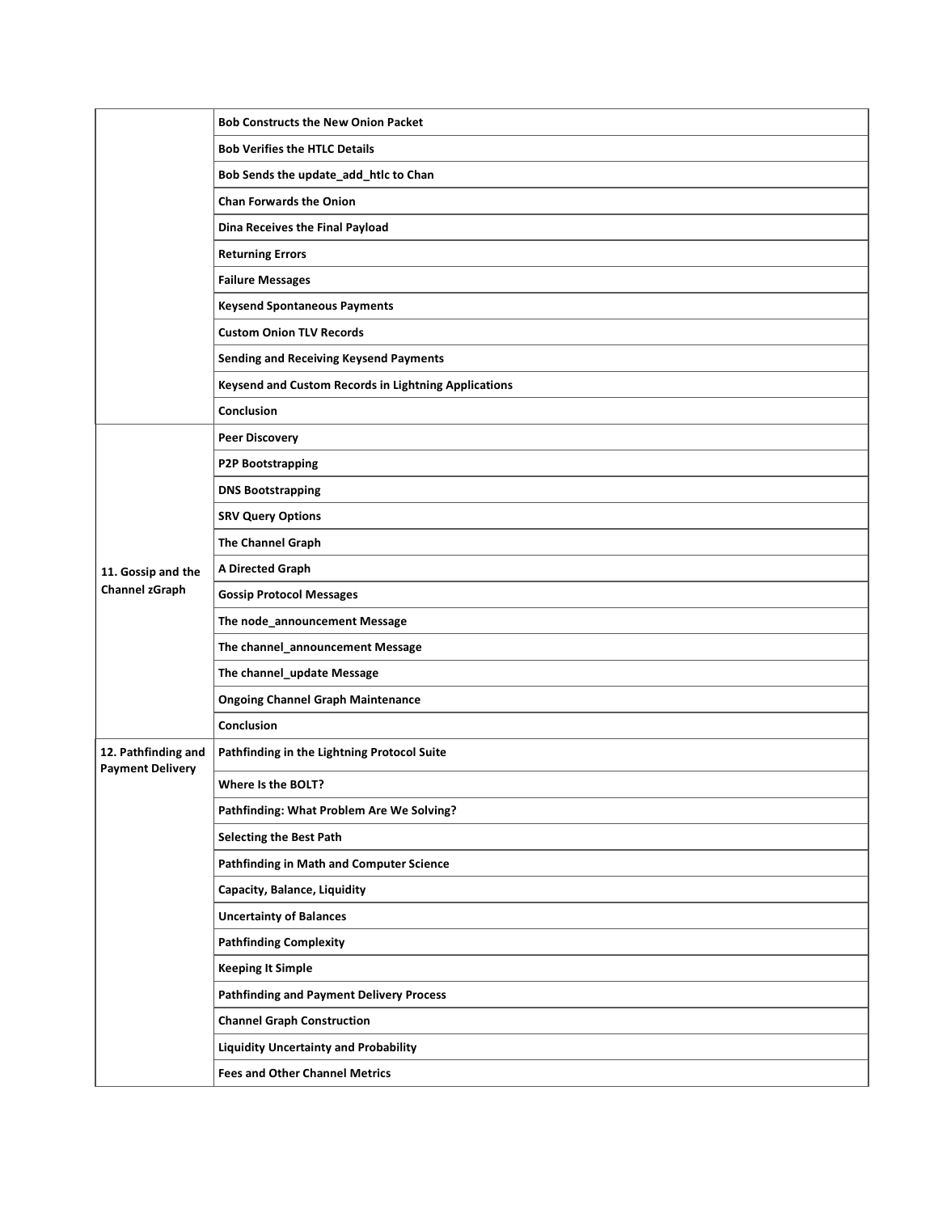| | |
|---|---|
| | **Bob Constructs the New Onion Packet** |
| | **Bob Verifies the HTLC Details** |
| | **Bob Sends the update_add_htlc to Chan** |
| | **Chan Forwards the Onion** |
| | **Dina Receives the Final Payload** |
| | **Returning Errors** |
| | **Failure Messages** |
| | **Keysend Spontaneous Payments** |
| | **Custom Onion TLV Records** |
| | **Sending and Receiving Keysend Payments** |
| | **Keysend and Custom Records in Lightning Applications** |
| | **Conclusion** |
| **11. Gossip and the Channel zGraph** | **Peer Discovery** |
| | **P2P Bootstrapping** |
| | **DNS Bootstrapping** |
| | **SRV Query Options** |
| | **The Channel Graph** |
| | **A Directed Graph** |
| | **Gossip Protocol Messages** |
| | **The node_announcement Message** |
| | **The channel_announcement Message** |
| | **The channel_update Message** |
| | **Ongoing Channel Graph Maintenance** |
| | **Conclusion** |
| **12. Pathfinding and Payment Delivery** | **Pathfinding in the Lightning Protocol Suite** |
| | **Where Is the BOLT?** |
| | **Pathfinding: What Problem Are We Solving?** |
| | **Selecting the Best Path** |
| | **Pathfinding in Math and Computer Science** |
| | **Capacity, Balance, Liquidity** |
| | **Uncertainty of Balances** |
| | **Pathfinding Complexity** |
| | **Keeping It Simple** |
| | **Pathfinding and Payment Delivery Process** |
| | **Channel Graph Construction** |
| | **Liquidity Uncertainty and Probability** |
| | **Fees and Other Channel Metrics** |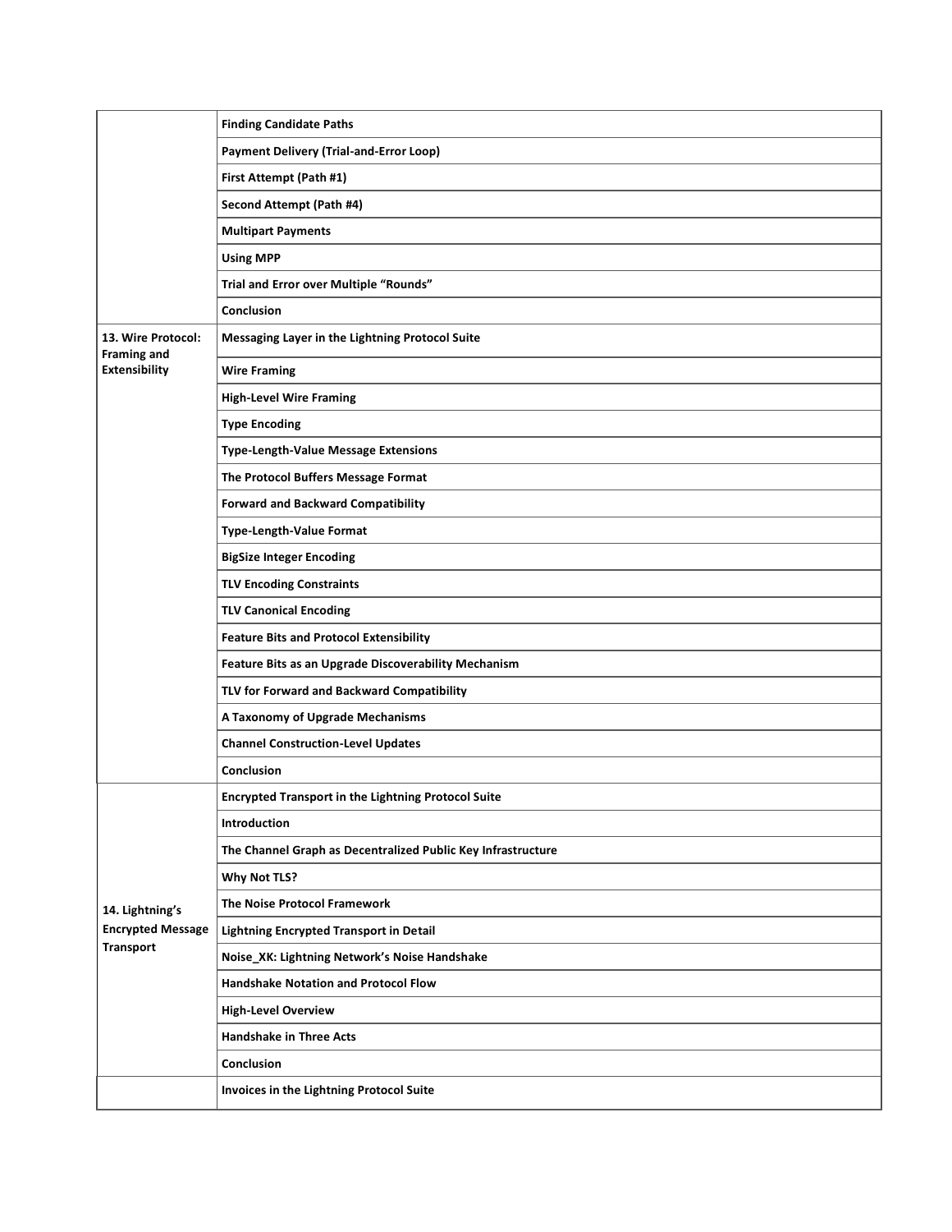| | |
|---|---|
| | **Finding Candidate Paths** |
| | **Payment Delivery (Trial-and-Error Loop)** |
| | **First Attempt (Path #1)** |
| | **Second Attempt (Path #4)** |
| | **Multipart Payments** |
| | **Using MPP** |
| | **Trial and Error over Multiple "Rounds"** |
| | **Conclusion** |
| **13. Wire Protocol: Framing and Extensibility** | **Messaging Layer in the Lightning Protocol Suite** |
| | **Wire Framing** |
| | **High-Level Wire Framing** |
| | **Type Encoding** |
| | **Type-Length-Value Message Extensions** |
| | **The Protocol Buffers Message Format** |
| | **Forward and Backward Compatibility** |
| | **Type-Length-Value Format** |
| | **BigSize Integer Encoding** |
| | **TLV Encoding Constraints** |
| | **TLV Canonical Encoding** |
| | **Feature Bits and Protocol Extensibility** |
| | **Feature Bits as an Upgrade Discoverability Mechanism** |
| | **TLV for Forward and Backward Compatibility** |
| | **A Taxonomy of Upgrade Mechanisms** |
| | **Channel Construction-Level Updates** |
| | **Conclusion** |
| **14. Lightning's Encrypted Message Transport** | **Encrypted Transport in the Lightning Protocol Suite** |
| | **Introduction** |
| | **The Channel Graph as Decentralized Public Key Infrastructure** |
| | **Why Not TLS?** |
| | **The Noise Protocol Framework** |
| | **Lightning Encrypted Transport in Detail** |
| | **Noise_XK: Lightning Network's Noise Handshake** |
| | **Handshake Notation and Protocol Flow** |
| | **High-Level Overview** |
| | **Handshake in Three Acts** |
| | **Conclusion** |
| | **Invoices in the Lightning Protocol Suite** |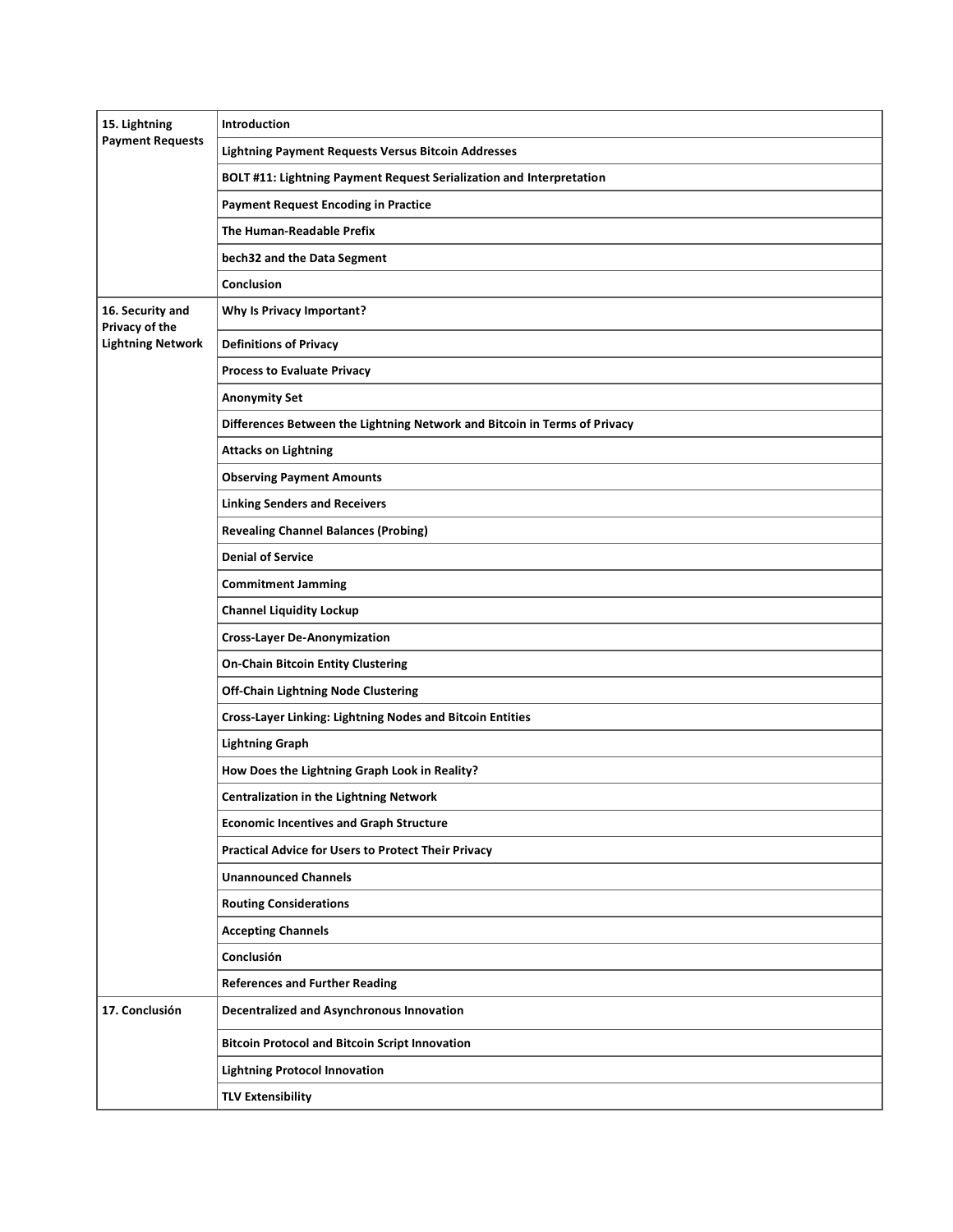| 15. Lightning Payment Requests | Introduction |
| --- | --- |
| | Lightning Payment Requests Versus Bitcoin Addresses |
| | BOLT #11: Lightning Payment Request Serialization and Interpretation |
| | Payment Request Encoding in Practice |
| | The Human-Readable Prefix |
| | bech32 and the Data Segment |
| | Conclusion |
| 16. Security and Privacy of the Lightning Network | Why Is Privacy Important? |
| | Definitions of Privacy |
| | Process to Evaluate Privacy |
| | Anonymity Set |
| | Differences Between the Lightning Network and Bitcoin in Terms of Privacy |
| | Attacks on Lightning |
| | Observing Payment Amounts |
| | Linking Senders and Receivers |
| | Revealing Channel Balances (Probing) |
| | Denial of Service |
| | Commitment Jamming |
| | Channel Liquidity Lockup |
| | Cross-Layer De-Anonymization |
| | On-Chain Bitcoin Entity Clustering |
| | Off-Chain Lightning Node Clustering |
| | Cross-Layer Linking: Lightning Nodes and Bitcoin Entities |
| | Lightning Graph |
| | How Does the Lightning Graph Look in Reality? |
| | Centralization in the Lightning Network |
| | Economic Incentives and Graph Structure |
| | Practical Advice for Users to Protect Their Privacy |
| | Unannounced Channels |
| | Routing Considerations |
| | Accepting Channels |
| | Conclusión |
| | References and Further Reading |
| 17. Conclusión | Decentralized and Asynchronous Innovation |
| | Bitcoin Protocol and Bitcoin Script Innovation |
| | Lightning Protocol Innovation |
| | TLV Extensibility |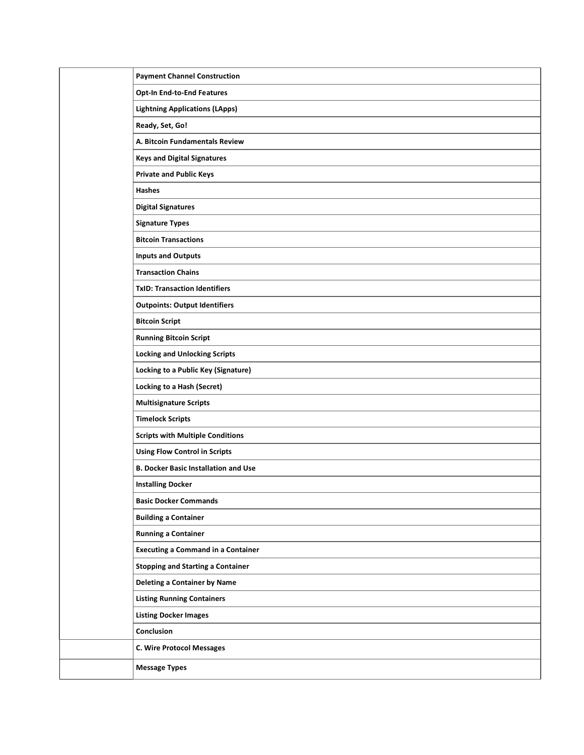| | |
|---|---|
| | **Payment Channel Construction** |
| | **Opt-In End-to-End Features** |
| | **Lightning Applications (LApps)** |
| | **Ready, Set, Go!** |
| | **A. Bitcoin Fundamentals Review** |
| | **Keys and Digital Signatures** |
| | **Private and Public Keys** |
| | **Hashes** |
| | **Digital Signatures** |
| | **Signature Types** |
| | **Bitcoin Transactions** |
| | **Inputs and Outputs** |
| | **Transaction Chains** |
| | **TxID: Transaction Identifiers** |
| | **Outpoints: Output Identifiers** |
| | **Bitcoin Script** |
| | **Running Bitcoin Script** |
| | **Locking and Unlocking Scripts** |
| | **Locking to a Public Key (Signature)** |
| | **Locking to a Hash (Secret)** |
| | **Multisignature Scripts** |
| | **Timelock Scripts** |
| | **Scripts with Multiple Conditions** |
| | **Using Flow Control in Scripts** |
| | **B. Docker Basic Installation and Use** |
| | **Installing Docker** |
| | **Basic Docker Commands** |
| | **Building a Container** |
| | **Running a Container** |
| | **Executing a Command in a Container** |
| | **Stopping and Starting a Container** |
| | **Deleting a Container by Name** |
| | **Listing Running Containers** |
| | **Listing Docker Images** |
| | **Conclusion** |
| | **C. Wire Protocol Messages** |
| | **Message Types** |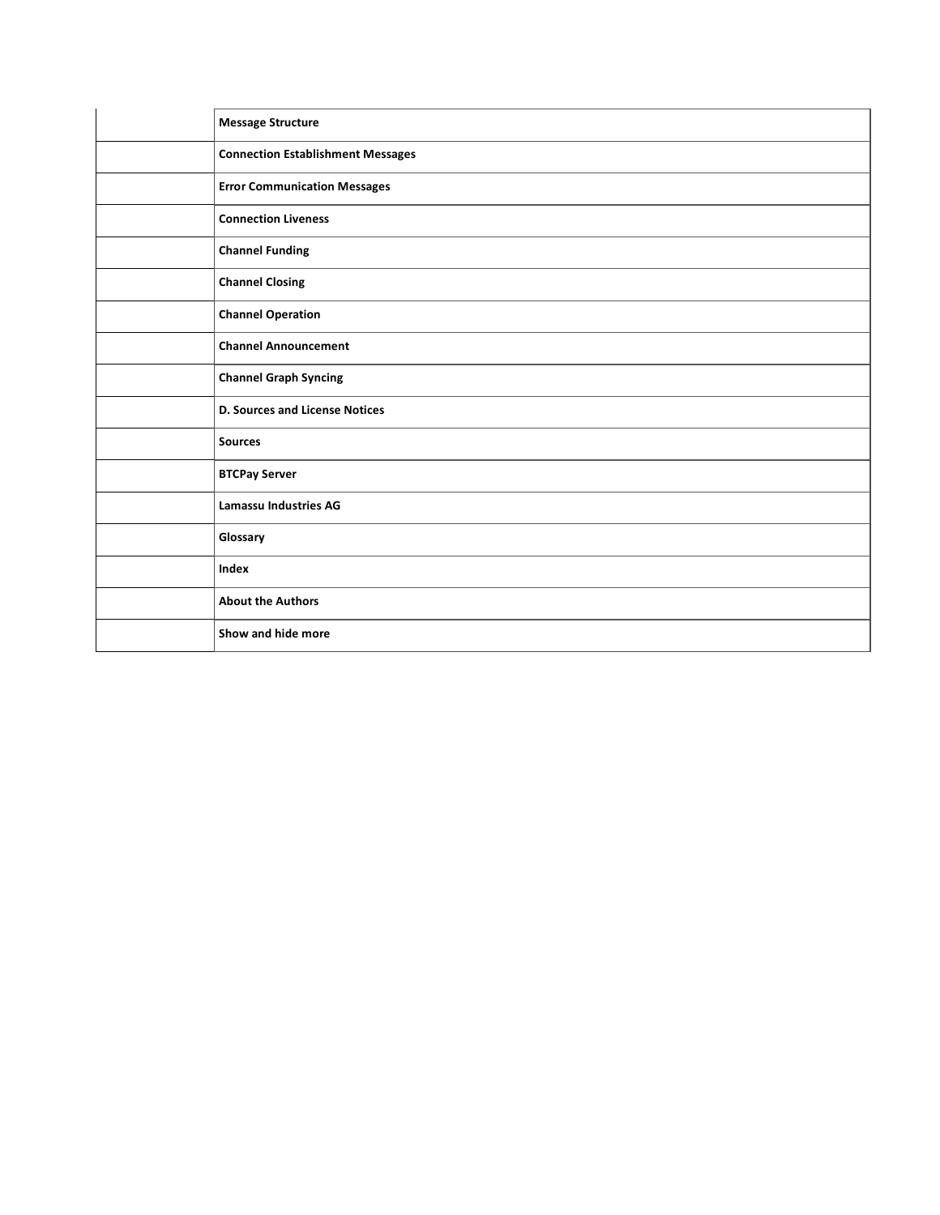| | |
|---|---|
| | **Message Structure** |
| | **Connection Establishment Messages** |
| | **Error Communication Messages** |
| | **Connection Liveness** |
| | **Channel Funding** |
| | **Channel Closing** |
| | **Channel Operation** |
| | **Channel Announcement** |
| | **Channel Graph Syncing** |
| | **D. Sources and License Notices** |
| | **Sources** |
| | **BTCPay Server** |
| | **Lamassu Industries AG** |
| | **Glossary** |
| | **Index** |
| | **About the Authors** |
| | **Show and hide more** |